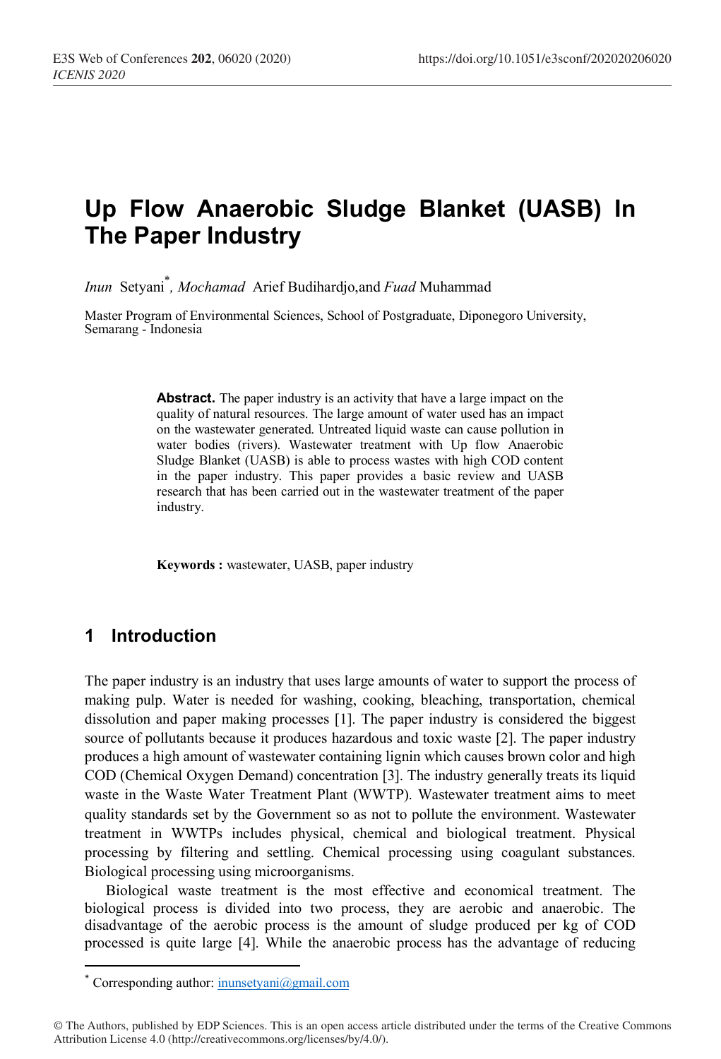# Up Flow Anaerobic Sludge Blanket (UASB) In The Paper Industry

*Inun* Setyani[*], *Mochamad* Arief Budihardjo,and *Fuad* Muhammad

Master Program of Environmental Sciences, School of Postgraduate, Diponegoro University, Semarang - Indonesia

**Abstract.** The paper industry is an activity that have a large impact on the quality of natural resources. The large amount of water used has an impact on the wastewater generated. Untreated liquid waste can cause pollution in water bodies (rivers). Wastewater treatment with Up flow Anaerobic Sludge Blanket (UASB) is able to process wastes with high COD content in the paper industry. This paper provides a basic review and UASB research that has been carried out in the wastewater treatment of the paper industry.

**Keywords :** wastewater, UASB, paper industry

## 1 Introduction

The paper industry is an industry that uses large amounts of water to support the process of making pulp. Water is needed for washing, cooking, bleaching, transportation, chemical dissolution and paper making processes [1]. The paper industry is considered the biggest source of pollutants because it produces hazardous and toxic waste [2]. The paper industry produces a high amount of wastewater containing lignin which causes brown color and high COD (Chemical Oxygen Demand) concentration [3]. The industry generally treats its liquid waste in the Waste Water Treatment Plant (WWTP). Wastewater treatment aims to meet quality standards set by the Government so as not to pollute the environment. Wastewater treatment in WWTPs includes physical, chemical and biological treatment. Physical processing by filtering and settling. Chemical processing using coagulant substances. Biological processing using microorganisms.

Biological waste treatment is the most effective and economical treatment. The biological process is divided into two process, they are aerobic and anaerobic. The disadvantage of the aerobic process is the amount of sludge produced per kg of COD processed is quite large [4]. While the anaerobic process has the advantage of reducing

[*] Corresponding author: inunsetyani@gmail.com

© The Authors, published by EDP Sciences. This is an open access article distributed under the terms of the Creative Commons Attribution License 4.0 (http://creativecommons.org/licenses/by/4.0/).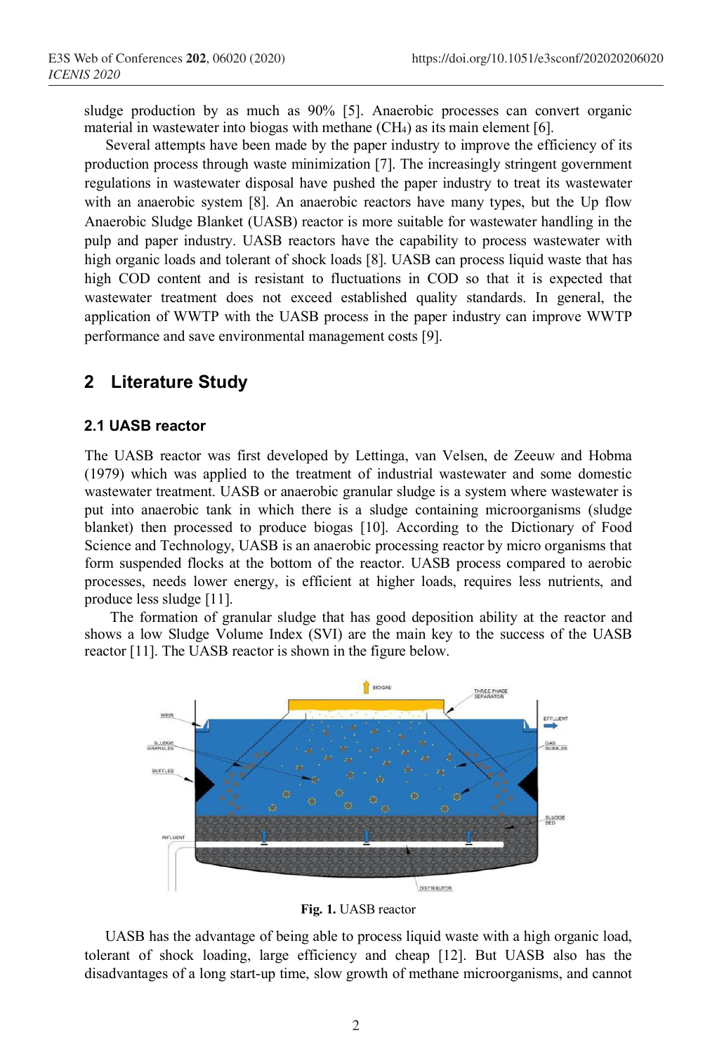sludge production by as much as 90% [5]. Anaerobic processes can convert organic material in wastewater into biogas with methane ($CH_4$) as its main element [6].

Several attempts have been made by the paper industry to improve the efficiency of its production process through waste minimization [7]. The increasingly stringent government regulations in wastewater disposal have pushed the paper industry to treat its wastewater with an anaerobic system [8]. An anaerobic reactors have many types, but the Up flow Anaerobic Sludge Blanket (UASB) reactor is more suitable for wastewater handling in the pulp and paper industry. UASB reactors have the capability to process wastewater with high organic loads and tolerant of shock loads [8]. UASB can process liquid waste that has high COD content and is resistant to fluctuations in COD so that it is expected that wastewater treatment does not exceed established quality standards. In general, the application of WWTP with the UASB process in the paper industry can improve WWTP performance and save environmental management costs [9].

## 2 Literature Study

### 2.1 UASB reactor

The UASB reactor was first developed by Lettinga, van Velsen, de Zeeuw and Hobma (1979) which was applied to the treatment of industrial wastewater and some domestic wastewater treatment. UASB or anaerobic granular sludge is a system where wastewater is put into anaerobic tank in which there is a sludge containing microorganisms (sludge blanket) then processed to produce biogas [10]. According to the Dictionary of Food Science and Technology, UASB is an anaerobic processing reactor by micro organisms that form suspended flocks at the bottom of the reactor. UASB process compared to aerobic processes, needs lower energy, is efficient at higher loads, requires less nutrients, and produce less sludge [11].

The formation of granular sludge that has good deposition ability at the reactor and shows a low Sludge Volume Index (SVI) are the main key to the success of the UASB reactor [11]. The UASB reactor is shown in the figure below.

**Fig. 1.** UASB reactor

UASB has the advantage of being able to process liquid waste with a high organic load, tolerant of shock loading, large efficiency and cheap [12]. But UASB also has the disadvantages of a long start-up time, slow growth of methane microorganisms, and cannot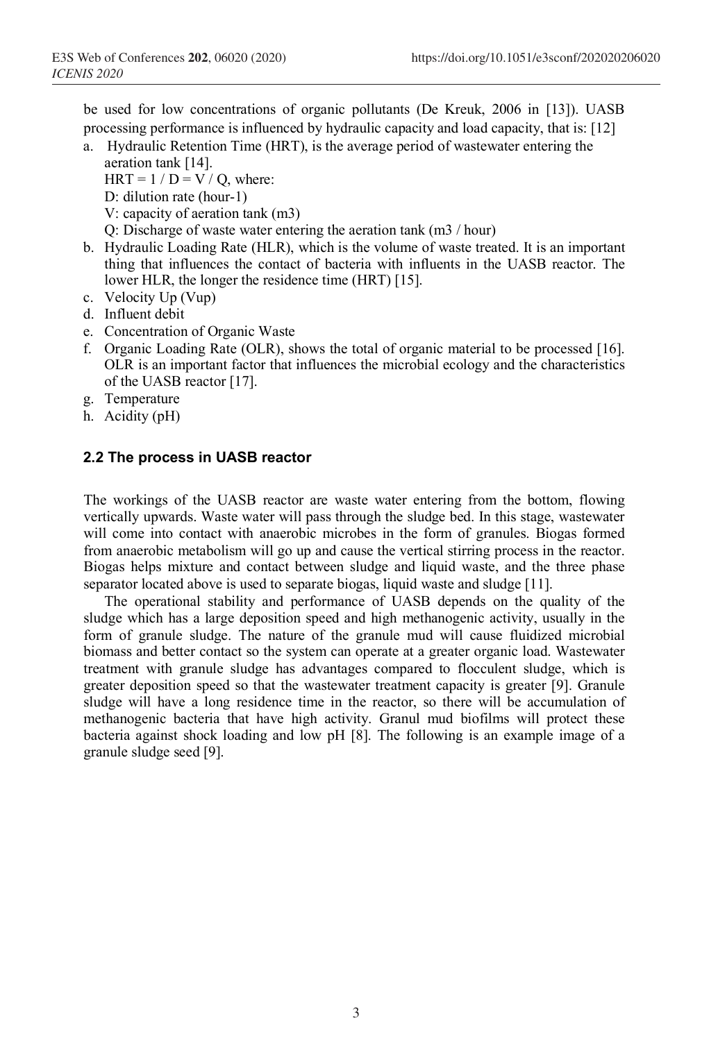be used for low concentrations of organic pollutants (De Kreuk, 2006 in [13]). UASB processing performance is influenced by hydraulic capacity and load capacity, that is: [12]

a. Hydraulic Retention Time (HRT), is the average period of wastewater entering the aeration tank [14].
   $HRT = 1 / D = V / Q$, where:
   D: dilution rate (hour-1)
   V: capacity of aeration tank (m3)
   Q: Discharge of waste water entering the aeration tank (m3 / hour)
b. Hydraulic Loading Rate (HLR), which is the volume of waste treated. It is an important thing that influences the contact of bacteria with influents in the UASB reactor. The lower HLR, the longer the residence time (HRT) [15].
c. Velocity Up (Vup)
d. Influent debit
e. Concentration of Organic Waste
f. Organic Loading Rate (OLR), shows the total of organic material to be processed [16]. OLR is an important factor that influences the microbial ecology and the characteristics of the UASB reactor [17].
g. Temperature
h. Acidity (pH)

### 2.2 The process in UASB reactor

The workings of the UASB reactor are waste water entering from the bottom, flowing vertically upwards. Waste water will pass through the sludge bed. In this stage, wastewater will come into contact with anaerobic microbes in the form of granules. Biogas formed from anaerobic metabolism will go up and cause the vertical stirring process in the reactor. Biogas helps mixture and contact between sludge and liquid waste, and the three phase separator located above is used to separate biogas, liquid waste and sludge [11].

The operational stability and performance of UASB depends on the quality of the sludge which has a large deposition speed and high methanogenic activity, usually in the form of granule sludge. The nature of the granule mud will cause fluidized microbial biomass and better contact so the system can operate at a greater organic load. Wastewater treatment with granule sludge has advantages compared to flocculent sludge, which is greater deposition speed so that the wastewater treatment capacity is greater [9]. Granule sludge will have a long residence time in the reactor, so there will be accumulation of methanogenic bacteria that have high activity. Granul mud biofilms will protect these bacteria against shock loading and low pH [8]. The following is an example image of a granule sludge seed [9].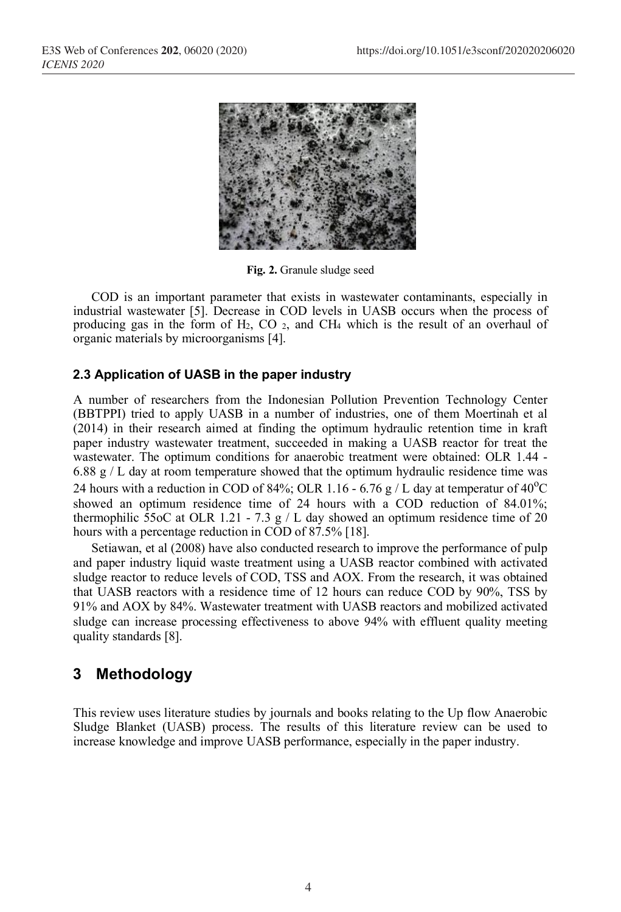Fig. 2. Granule sludge seed

COD is an important parameter that exists in wastewater contaminants, especially in industrial wastewater [5]. Decrease in COD levels in UASB occurs when the process of producing gas in the form of $H_2$, $CO_2$, and $CH_4$ which is the result of an overhaul of organic materials by microorganisms [4].

### 2.3 Application of UASB in the paper industry

A number of researchers from the Indonesian Pollution Prevention Technology Center (BBTPPI) tried to apply UASB in a number of industries, one of them Moertinah et al (2014) in their research aimed at finding the optimum hydraulic retention time in kraft paper industry wastewater treatment, succeeded in making a UASB reactor for treat the wastewater. The optimum conditions for anaerobic treatment were obtained: OLR 1.44 - 6.88 g / L day at room temperature showed that the optimum hydraulic residence time was 24 hours with a reduction in COD of 84%; OLR 1.16 - 6.76 g / L day at temperatur of $40^oC$ showed an optimum residence time of 24 hours with a COD reduction of 84.01%; thermophilic 55oC at OLR 1.21 - 7.3 g / L day showed an optimum residence time of 20 hours with a percentage reduction in COD of 87.5% [18].

Setiawan, et al (2008) have also conducted research to improve the performance of pulp and paper industry liquid waste treatment using a UASB reactor combined with activated sludge reactor to reduce levels of COD, TSS and AOX. From the research, it was obtained that UASB reactors with a residence time of 12 hours can reduce COD by 90%, TSS by 91% and AOX by 84%. Wastewater treatment with UASB reactors and mobilized activated sludge can increase processing effectiveness to above 94% with effluent quality meeting quality standards [8].

## 3 Methodology

This review uses literature studies by journals and books relating to the Up flow Anaerobic Sludge Blanket (UASB) process. The results of this literature review can be used to increase knowledge and improve UASB performance, especially in the paper industry.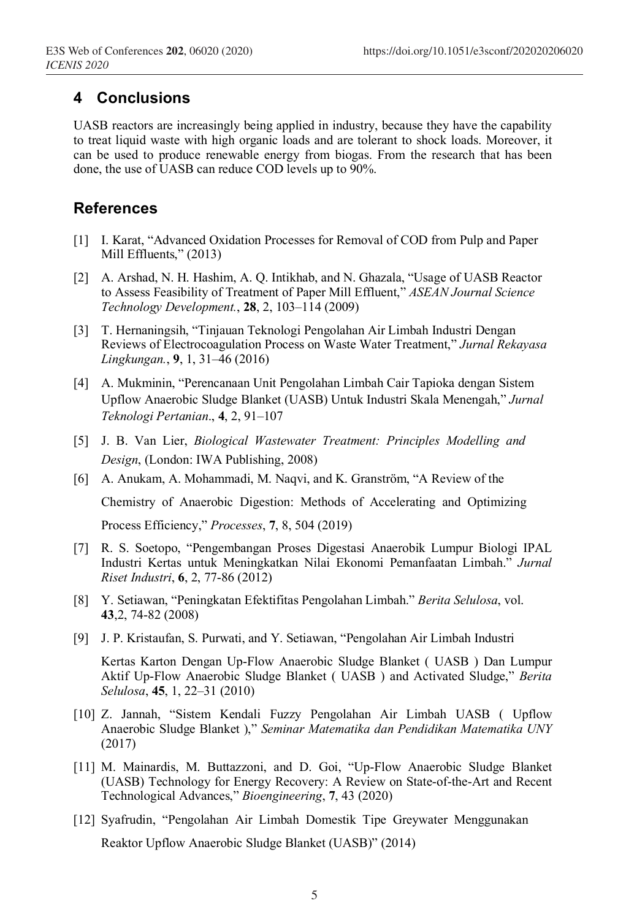## 4 Conclusions

UASB reactors are increasingly being applied in industry, because they have the capability to treat liquid waste with high organic loads and are tolerant to shock loads. Moreover, it can be used to produce renewable energy from biogas. From the research that has been done, the use of UASB can reduce COD levels up to 90%.

## References

[1] I. Karat, "Advanced Oxidation Processes for Removal of COD from Pulp and Paper Mill Effluents," (2013)

[2] A. Arshad, N. H. Hashim, A. Q. Intikhab, and N. Ghazala, "Usage of UASB Reactor to Assess Feasibility of Treatment of Paper Mill Effluent," *ASEAN Journal Science Technology Development.*, **28**, 2, 103–114 (2009)

[3] T. Hernaningsih, "Tinjauan Teknologi Pengolahan Air Limbah Industri Dengan Reviews of Electrocoagulation Process on Waste Water Treatment," *Jurnal Rekayasa Lingkungan.*, **9**, 1, 31–46 (2016)

[4] A. Mukminin, "Perencanaan Unit Pengolahan Limbah Cair Tapioka dengan Sistem Upflow Anaerobic Sludge Blanket (UASB) Untuk Industri Skala Menengah," *Jurnal Teknologi Pertanian*., **4**, 2, 91–107

[5] J. B. Van Lier, *Biological Wastewater Treatment: Principles Modelling and Design*, (London: IWA Publishing, 2008)

[6] A. Anukam, A. Mohammadi, M. Naqvi, and K. Granström, "A Review of the Chemistry of Anaerobic Digestion: Methods of Accelerating and Optimizing Process Efficiency," *Processes*, **7**, 8, 504 (2019)

[7] R. S. Soetopo, "Pengembangan Proses Digestasi Anaerobik Lumpur Biologi IPAL Industri Kertas untuk Meningkatkan Nilai Ekonomi Pemanfaatan Limbah." *Jurnal Riset Industri*, **6**, 2, 77-86 (2012)

[8] Y. Setiawan, "Peningkatan Efektifitas Pengolahan Limbah." *Berita Selulosa*, vol. **43**,2, 74-82 (2008)

[9] J. P. Kristaufan, S. Purwati, and Y. Setiawan, "Pengolahan Air Limbah Industri Kertas Karton Dengan Up-Flow Anaerobic Sludge Blanket ( UASB ) Dan Lumpur Aktif Up-Flow Anaerobic Sludge Blanket ( UASB ) and Activated Sludge," *Berita Selulosa*, **45**, 1, 22–31 (2010)

[10] Z. Jannah, "Sistem Kendali Fuzzy Pengolahan Air Limbah UASB ( Upflow Anaerobic Sludge Blanket )," *Seminar Matematika dan Pendidikan Matematika UNY* (2017)

[11] M. Mainardis, M. Buttazzoni, and D. Goi, "Up-Flow Anaerobic Sludge Blanket (UASB) Technology for Energy Recovery: A Review on State-of-the-Art and Recent Technological Advances," *Bioengineering*, **7**, 43 (2020)

[12] Syafrudin, "Pengolahan Air Limbah Domestik Tipe Greywater Menggunakan Reaktor Upflow Anaerobic Sludge Blanket (UASB)" (2014)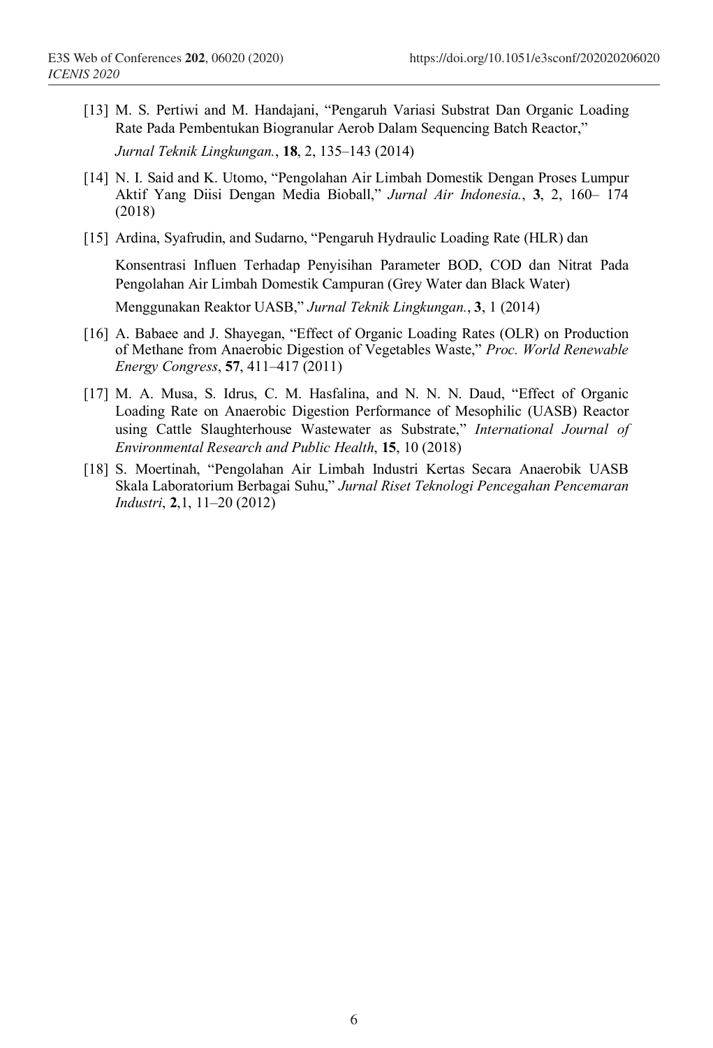[13] M. S. Pertiwi and M. Handajani, "Pengaruh Variasi Substrat Dan Organic Loading Rate Pada Pembentukan Biogranular Aerob Dalam Sequencing Batch Reactor," *Jurnal Teknik Lingkungan.*, **18**, 2, 135–143 (2014)

[14] N. I. Said and K. Utomo, "Pengolahan Air Limbah Domestik Dengan Proses Lumpur Aktif Yang Diisi Dengan Media Bioball," *Jurnal Air Indonesia.*, **3**, 2, 160– 174 (2018)

[15] Ardina, Syafrudin, and Sudarno, "Pengaruh Hydraulic Loading Rate (HLR) dan Konsentrasi Influen Terhadap Penyisihan Parameter BOD, COD dan Nitrat Pada Pengolahan Air Limbah Domestik Campuran (Grey Water dan Black Water) Menggunakan Reaktor UASB," *Jurnal Teknik Lingkungan.*, **3**, 1 (2014)

[16] A. Babaee and J. Shayegan, "Effect of Organic Loading Rates (OLR) on Production of Methane from Anaerobic Digestion of Vegetables Waste," *Proc. World Renewable Energy Congress*, **57**, 411–417 (2011)

[17] M. A. Musa, S. Idrus, C. M. Hasfalina, and N. N. N. Daud, "Effect of Organic Loading Rate on Anaerobic Digestion Performance of Mesophilic (UASB) Reactor using Cattle Slaughterhouse Wastewater as Substrate," *International Journal of Environmental Research and Public Health*, **15**, 10 (2018)

[18] S. Moertinah, "Pengolahan Air Limbah Industri Kertas Secara Anaerobik UASB Skala Laboratorium Berbagai Suhu," *Jurnal Riset Teknologi Pencegahan Pencemaran Industri*, **2**,1, 11–20 (2012)